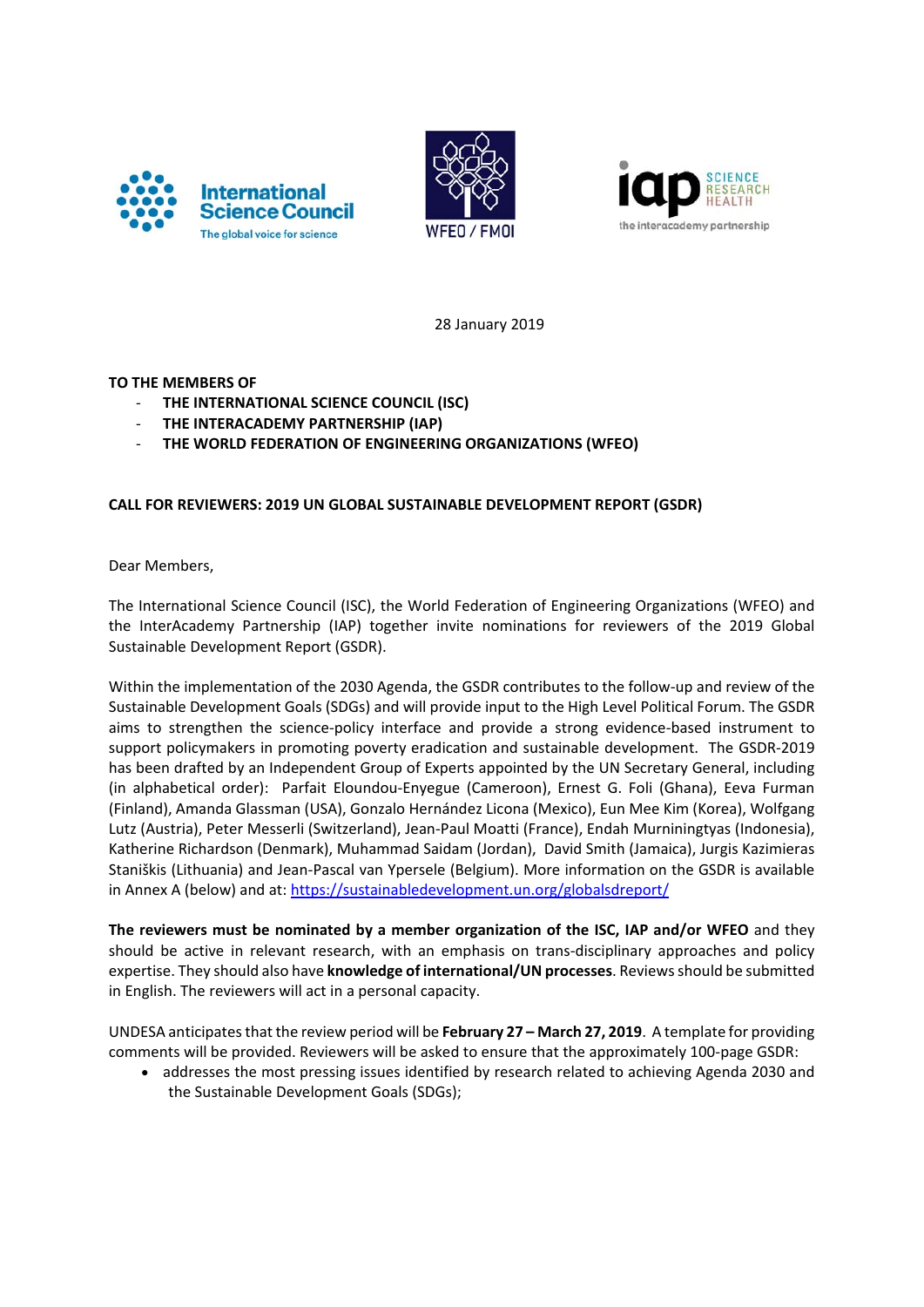International Science Council
The global voice for science

WFEO / FMOI

iap SCIENCE RESEARCH HEALTH
the interacademy partnership

28 January 2019

**TO THE MEMBERS OF**

- **THE INTERNATIONAL SCIENCE COUNCIL (ISC)**
- **THE INTERACADEMY PARTNERSHIP (IAP)**
- **THE WORLD FEDERATION OF ENGINEERING ORGANIZATIONS (WFEO)**

**CALL FOR REVIEWERS: 2019 UN GLOBAL SUSTAINABLE DEVELOPMENT REPORT (GSDR)**

Dear Members,

The International Science Council (ISC), the World Federation of Engineering Organizations (WFEO) and the InterAcademy Partnership (IAP) together invite nominations for reviewers of the 2019 Global Sustainable Development Report (GSDR).

Within the implementation of the 2030 Agenda, the GSDR contributes to the follow-up and review of the Sustainable Development Goals (SDGs) and will provide input to the High Level Political Forum. The GSDR aims to strengthen the science-policy interface and provide a strong evidence-based instrument to support policymakers in promoting poverty eradication and sustainable development. The GSDR-2019 has been drafted by an Independent Group of Experts appointed by the UN Secretary General, including (in alphabetical order): Parfait Eloundou-Enyegue (Cameroon), Ernest G. Foli (Ghana), Eeva Furman (Finland), Amanda Glassman (USA), Gonzalo Hernández Licona (Mexico), Eun Mee Kim (Korea), Wolfgang Lutz (Austria), Peter Messerli (Switzerland), Jean-Paul Moatti (France), Endah Murniningtyas (Indonesia), Katherine Richardson (Denmark), Muhammad Saidam (Jordan), David Smith (Jamaica), Jurgis Kazimieras Staniškis (Lithuania) and Jean-Pascal van Ypersele (Belgium). More information on the GSDR is available in Annex A (below) and at: [https://sustainabledevelopment.un.org/globalsdreport/](https://sustainabledevelopment.un.org/globalsdreport/)

**The reviewers must be nominated by a member organization of the ISC, IAP and/or WFEO** and they should be active in relevant research, with an emphasis on trans-disciplinary approaches and policy expertise. They should also have **knowledge of international/UN processes**. Reviews should be submitted in English. The reviewers will act in a personal capacity.

UNDESA anticipates that the review period will be **February 27 – March 27, 2019**. A template for providing comments will be provided. Reviewers will be asked to ensure that the approximately 100-page GSDR:

- addresses the most pressing issues identified by research related to achieving Agenda 2030 and the Sustainable Development Goals (SDGs);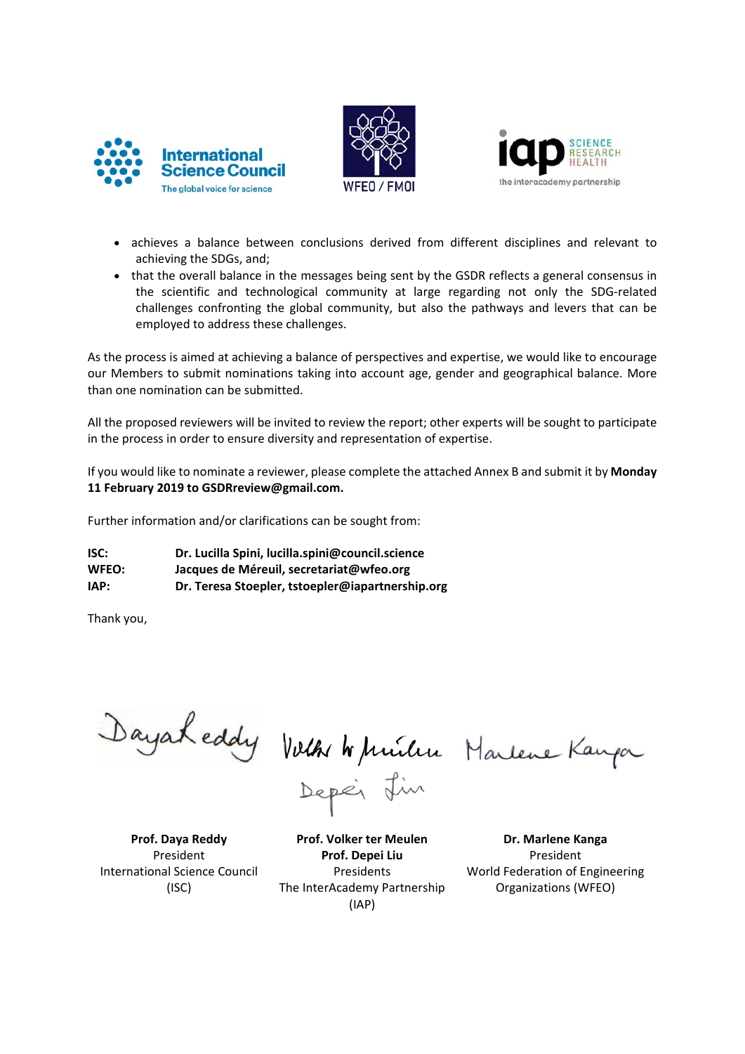- achieves a balance between conclusions derived from different disciplines and relevant to achieving the SDGs, and;
- that the overall balance in the messages being sent by the GSDR reflects a general consensus in the scientific and technological community at large regarding not only the SDG-related challenges confronting the global community, but also the pathways and levers that can be employed to address these challenges.

As the process is aimed at achieving a balance of perspectives and expertise, we would like to encourage our Members to submit nominations taking into account age, gender and geographical balance. More than one nomination can be submitted.

All the proposed reviewers will be invited to review the report; other experts will be sought to participate in the process in order to ensure diversity and representation of expertise.

If you would like to nominate a reviewer, please complete the attached Annex B and submit it by **Monday 11 February 2019 to GSDRreview@gmail.com.**

Further information and/or clarifications can be sought from:

**ISC:** **Dr. Lucilla Spini, lucilla.spini@council.science**
**WFEO:** **Jacques de Méreuil, secretariat@wfeo.org**
**IAP:** **Dr. Teresa Stoepler, tstoepler@iapartnership.org**

Thank you,

**Prof. Daya Reddy**
President
International Science Council
(ISC)

**Prof. Volker ter Meulen**
**Prof. Depei Liu**
Presidents
The InterAcademy Partnership
(IAP)

**Dr. Marlene Kanga**
President
World Federation of Engineering
Organizations (WFEO)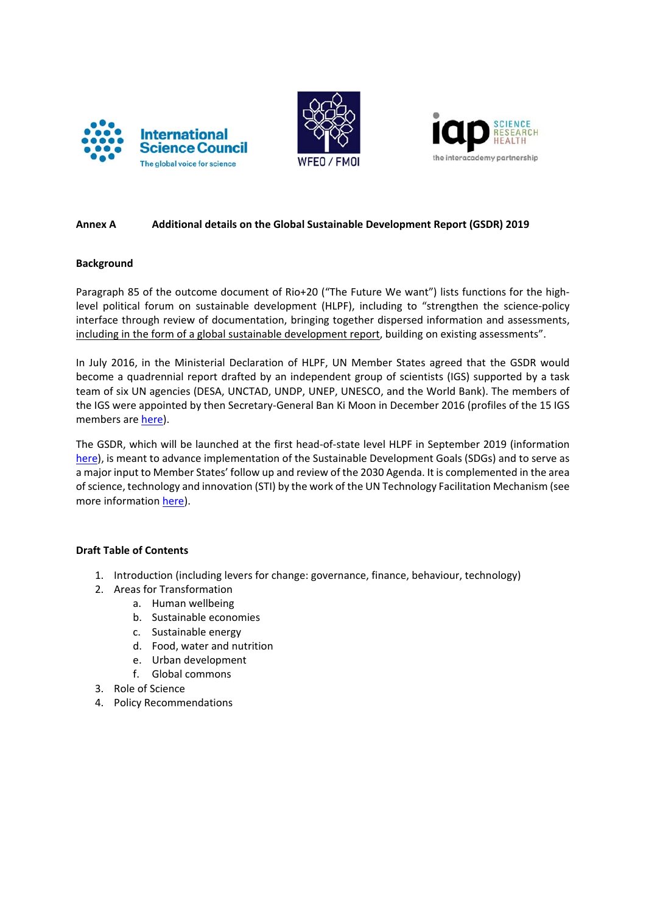**Annex A  Additional details on the Global Sustainable Development Report (GSDR) 2019**

**Background**

Paragraph 85 of the outcome document of Rio+20 ("The Future We want") lists functions for the high-level political forum on sustainable development (HLPF), including to "strengthen the science-policy interface through review of documentation, bringing together dispersed information and assessments, including in the form of a global sustainable development report, building on existing assessments".

In July 2016, in the Ministerial Declaration of HLPF, UN Member States agreed that the GSDR would become a quadrennial report drafted by an independent group of scientists (IGS) supported by a task team of six UN agencies (DESA, UNCTAD, UNDP, UNEP, UNESCO, and the World Bank). The members of the IGS were appointed by then Secretary-General Ban Ki Moon in December 2016 (profiles of the 15 IGS members are here).

The GSDR, which will be launched at the first head-of-state level HLPF in September 2019 (information here), is meant to advance implementation of the Sustainable Development Goals (SDGs) and to serve as a major input to Member States' follow up and review of the 2030 Agenda. It is complemented in the area of science, technology and innovation (STI) by the work of the UN Technology Facilitation Mechanism (see more information here).

**Draft Table of Contents**

1. Introduction (including levers for change: governance, finance, behaviour, technology)
2. Areas for Transformation
   a. Human wellbeing
   b. Sustainable economies
   c. Sustainable energy
   d. Food, water and nutrition
   e. Urban development
   f. Global commons
3. Role of Science
4. Policy Recommendations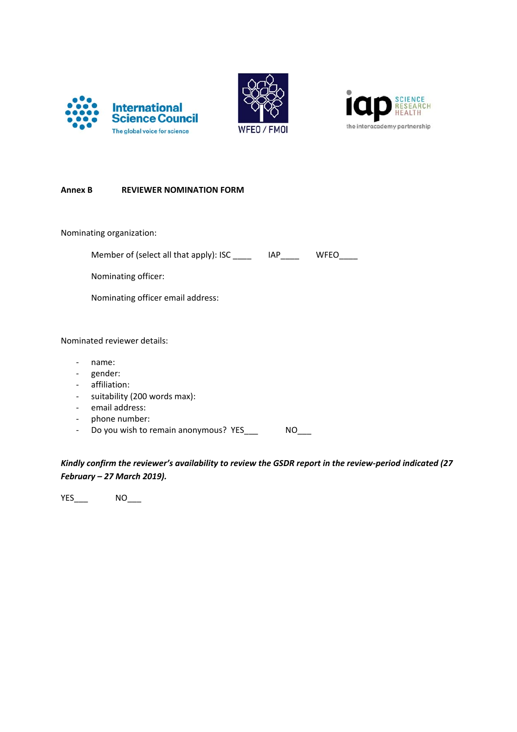International Science Council
The global voice for science

WFEO / FMOI

iap SCIENCE RESEARCH HEALTH
the interacademy partnership

**Annex B REVIEWER NOMINATION FORM**

Nominating organization:

Member of (select all that apply): ISC ____ IAP____ WFEO____

Nominating officer:

Nominating officer email address:

Nominated reviewer details:

- name:
- gender:
- affiliation:
- suitability (200 words max):
- email address:
- phone number:
- Do you wish to remain anonymous? YES___ NO___

***Kindly confirm the reviewer's availability to review the GSDR report in the review-period indicated (27 February – 27 March 2019).***

YES___ NO___